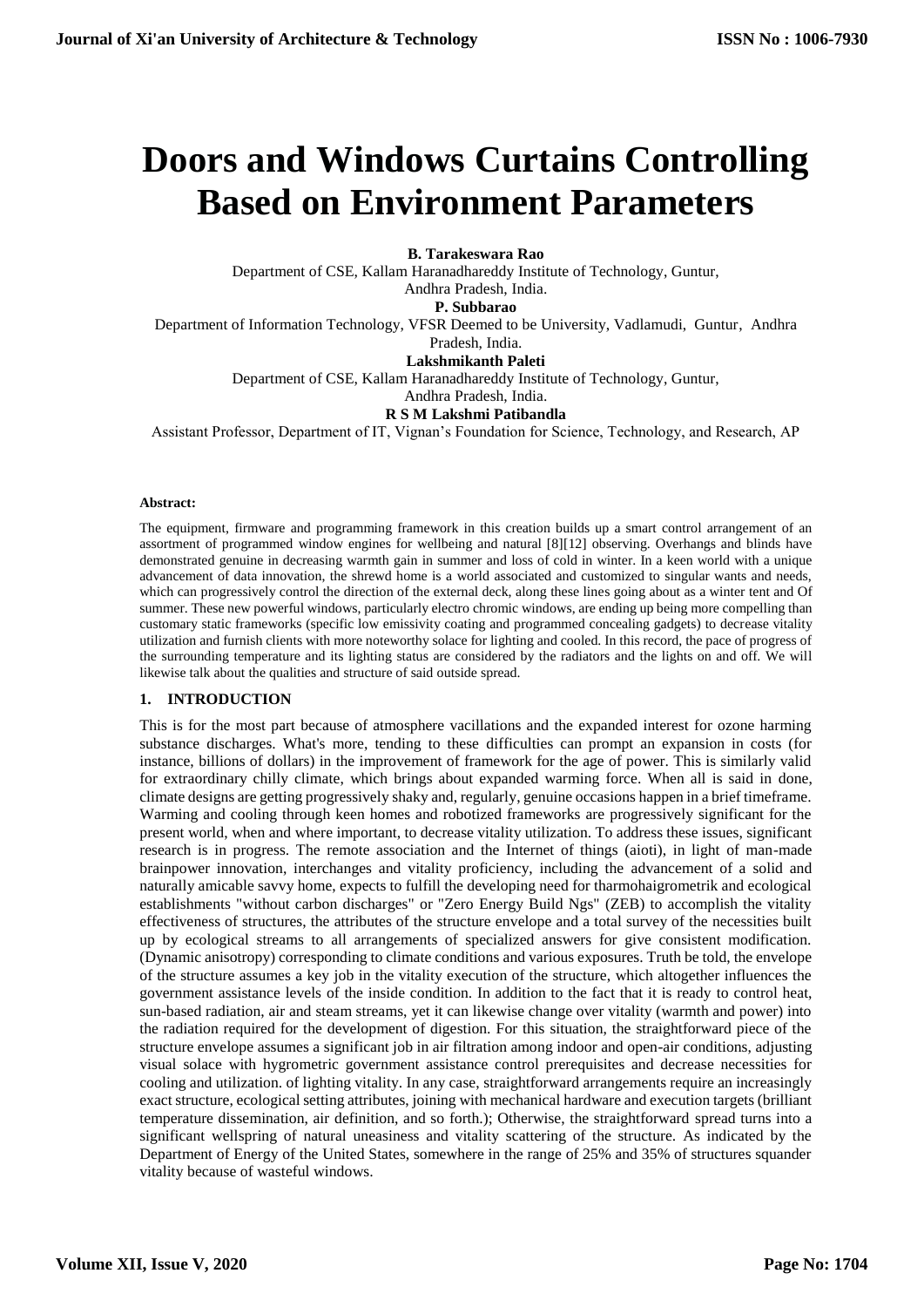// Journal of Xi'an University of Architecture & Technology — ISSN No : 1006-7930

# Doors and Windows Curtains Controlling Based on Environment Parameters

**B. Tarakeswara Rao**
Department of CSE, Kallam Haranadhareddy Institute of Technology, Guntur, Andhra Pradesh, India.

**P. Subbarao**
Department of Information Technology, VFSR Deemed to be University, Vadlamudi, Guntur, Andhra Pradesh, India.

**Lakshmikanth Paleti**
Department of CSE, Kallam Haranadhareddy Institute of Technology, Guntur, Andhra Pradesh, India.

**R S M Lakshmi Patibandla**
Assistant Professor, Department of IT, Vignan's Foundation for Science, Technology, and Research, AP

**Abstract:**

The equipment, firmware and programming framework in this creation builds up a smart control arrangement of an assortment of programmed window engines for wellbeing and natural [8][12] observing. Overhangs and blinds have demonstrated genuine in decreasing warmth gain in summer and loss of cold in winter. In a keen world with a unique advancement of data innovation, the shrewd home is a world associated and customized to singular wants and needs, which can progressively control the direction of the external deck, along these lines going about as a winter tent and Of summer. These new powerful windows, particularly electro chromic windows, are ending up being more compelling than customary static frameworks (specific low emissivity coating and programmed concealing gadgets) to decrease vitality utilization and furnish clients with more noteworthy solace for lighting and cooled. In this record, the pace of progress of the surrounding temperature and its lighting status are considered by the radiators and the lights on and off. We will likewise talk about the qualities and structure of said outside spread.

## 1. INTRODUCTION

This is for the most part because of atmosphere vacillations and the expanded interest for ozone harming substance discharges. What's more, tending to these difficulties can prompt an expansion in costs (for instance, billions of dollars) in the improvement of framework for the age of power. This is similarly valid for extraordinary chilly climate, which brings about expanded warming force. When all is said in done, climate designs are getting progressively shaky and, regularly, genuine occasions happen in a brief timeframe. Warming and cooling through keen homes and robotized frameworks are progressively significant for the present world, when and where important, to decrease vitality utilization. To address these issues, significant research is in progress. The remote association and the Internet of things (aioti), in light of man-made brainpower innovation, interchanges and vitality proficiency, including the advancement of a solid and naturally amicable savvy home, expects to fulfill the developing need for tharmohaigrometrik and ecological establishments "without carbon discharges" or "Zero Energy Build Ngs" (ZEB) to accomplish the vitality effectiveness of structures, the attributes of the structure envelope and a total survey of the necessities built up by ecological streams to all arrangements of specialized answers for give consistent modification. (Dynamic anisotropy) corresponding to climate conditions and various exposures. Truth be told, the envelope of the structure assumes a key job in the vitality execution of the structure, which altogether influences the government assistance levels of the inside condition. In addition to the fact that it is ready to control heat, sun-based radiation, air and steam streams, yet it can likewise change over vitality (warmth and power) into the radiation required for the development of digestion. For this situation, the straightforward piece of the structure envelope assumes a significant job in air filtration among indoor and open-air conditions, adjusting visual solace with hygrometric government assistance control prerequisites and decrease necessities for cooling and utilization. of lighting vitality. In any case, straightforward arrangements require an increasingly exact structure, ecological setting attributes, joining with mechanical hardware and execution targets (brilliant temperature dissemination, air definition, and so forth.); Otherwise, the straightforward spread turns into a significant wellspring of natural uneasiness and vitality scattering of the structure. As indicated by the Department of Energy of the United States, somewhere in the range of 25% and 35% of structures squander vitality because of wasteful windows.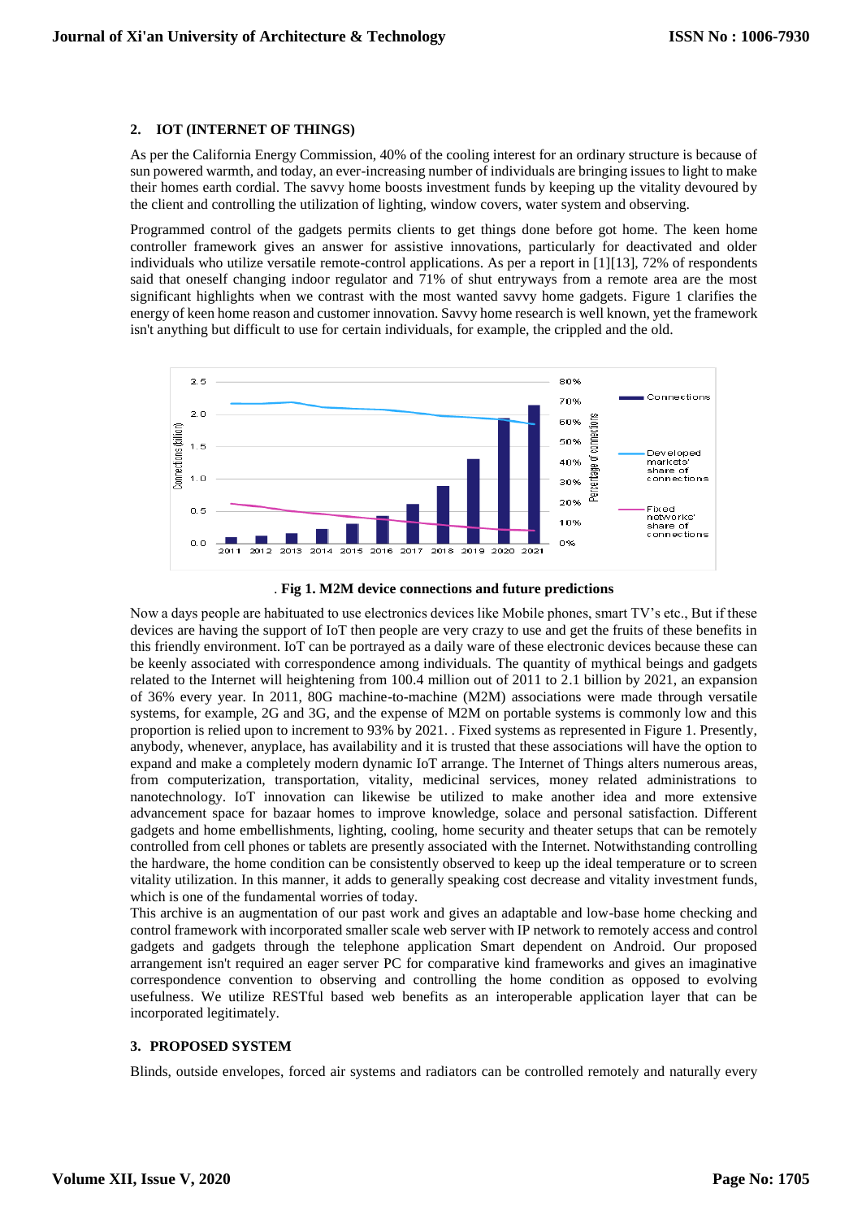## 2. IOT (INTERNET OF THINGS)

As per the California Energy Commission, 40% of the cooling interest for an ordinary structure is because of sun powered warmth, and today, an ever-increasing number of individuals are bringing issues to light to make their homes earth cordial. The savvy home boosts investment funds by keeping up the vitality devoured by the client and controlling the utilization of lighting, window covers, water system and observing.

Programmed control of the gadgets permits clients to get things done before got home. The keen home controller framework gives an answer for assistive innovations, particularly for deactivated and older individuals who utilize versatile remote-control applications. As per a report in [1][13], 72% of respondents said that oneself changing indoor regulator and 71% of shut entryways from a remote area are the most significant highlights when we contrast with the most wanted savvy home gadgets. Figure 1 clarifies the energy of keen home reason and customer innovation. Savvy home research is well known, yet the framework isn't anything but difficult to use for certain individuals, for example, the crippled and the old.

. **Fig 1. M2M device connections and future predictions**

Now a days people are habituated to use electronics devices like Mobile phones, smart TV's etc., But if these devices are having the support of IoT then people are very crazy to use and get the fruits of these benefits in this friendly environment. IoT can be portrayed as a daily ware of these electronic devices because these can be keenly associated with correspondence among individuals. The quantity of mythical beings and gadgets related to the Internet will heightening from 100.4 million out of 2011 to 2.1 billion by 2021, an expansion of 36% every year. In 2011, 80G machine-to-machine (M2M) associations were made through versatile systems, for example, 2G and 3G, and the expense of M2M on portable systems is commonly low and this proportion is relied upon to increment to 93% by 2021. . Fixed systems as represented in Figure 1. Presently, anybody, whenever, anyplace, has availability and it is trusted that these associations will have the option to expand and make a completely modern dynamic IoT arrange. The Internet of Things alters numerous areas, from computerization, transportation, vitality, medicinal services, money related administrations to nanotechnology. IoT innovation can likewise be utilized to make another idea and more extensive advancement space for bazaar homes to improve knowledge, solace and personal satisfaction. Different gadgets and home embellishments, lighting, cooling, home security and theater setups that can be remotely controlled from cell phones or tablets are presently associated with the Internet. Notwithstanding controlling the hardware, the home condition can be consistently observed to keep up the ideal temperature or to screen vitality utilization. In this manner, it adds to generally speaking cost decrease and vitality investment funds, which is one of the fundamental worries of today.

This archive is an augmentation of our past work and gives an adaptable and low-base home checking and control framework with incorporated smaller scale web server with IP network to remotely access and control gadgets and gadgets through the telephone application Smart dependent on Android. Our proposed arrangement isn't required an eager server PC for comparative kind frameworks and gives an imaginative correspondence convention to observing and controlling the home condition as opposed to evolving usefulness. We utilize RESTful based web benefits as an interoperable application layer that can be incorporated legitimately.

## 3. PROPOSED SYSTEM

Blinds, outside envelopes, forced air systems and radiators can be controlled remotely and naturally every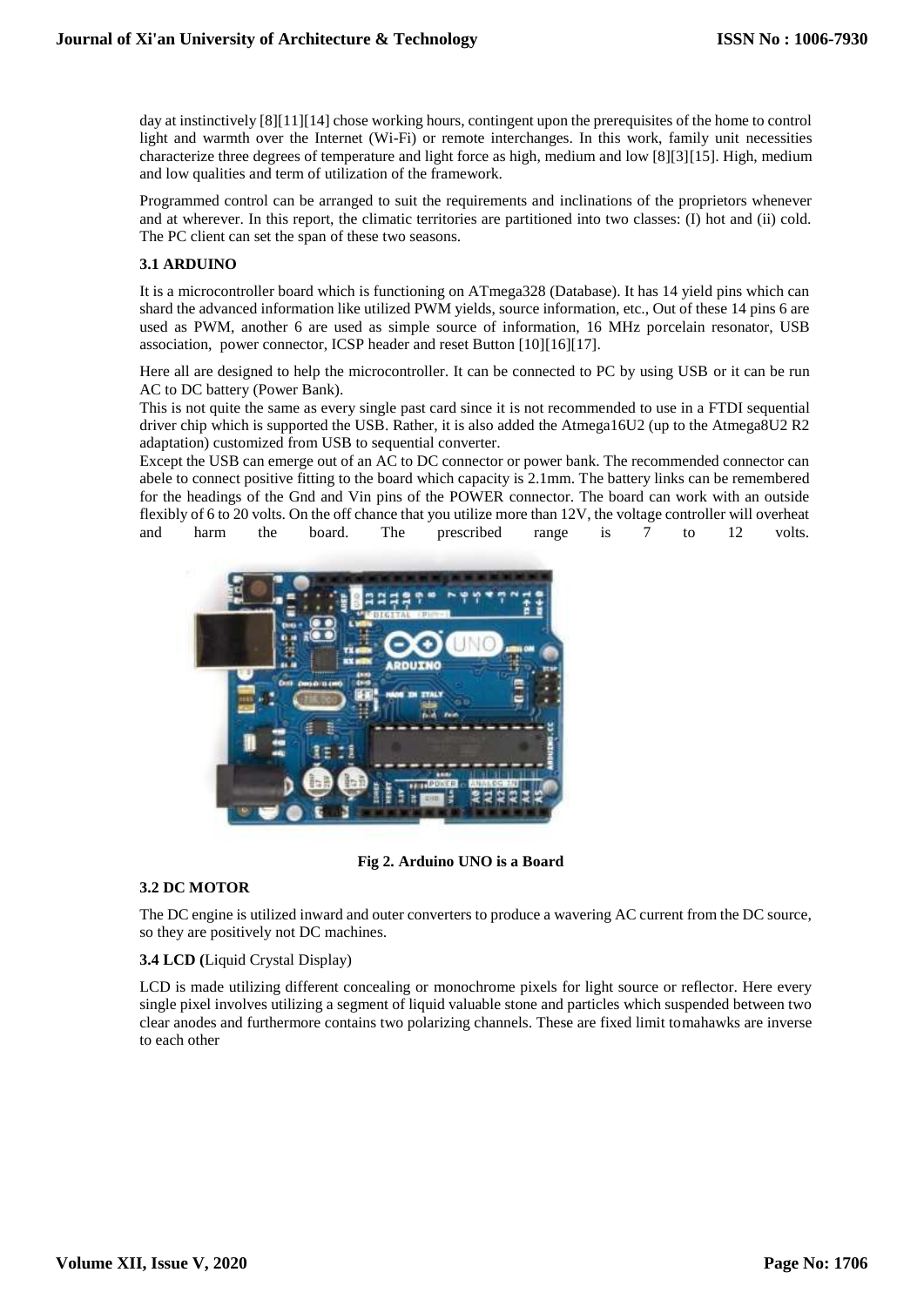day at instinctively [8][11][14] chose working hours, contingent upon the prerequisites of the home to control light and warmth over the Internet (Wi-Fi) or remote interchanges. In this work, family unit necessities characterize three degrees of temperature and light force as high, medium and low [8][3][15]. High, medium and low qualities and term of utilization of the framework.

Programmed control can be arranged to suit the requirements and inclinations of the proprietors whenever and at wherever. In this report, the climatic territories are partitioned into two classes: (I) hot and (ii) cold. The PC client can set the span of these two seasons.

### 3.1 ARDUINO

It is a microcontroller board which is functioning on ATmega328 (Database). It has 14 yield pins which can shard the advanced information like utilized PWM yields, source information, etc., Out of these 14 pins 6 are used as PWM, another 6 are used as simple source of information, 16 MHz porcelain resonator, USB association, power connector, ICSP header and reset Button [10][16][17].

Here all are designed to help the microcontroller. It can be connected to PC by using USB or it can be run AC to DC battery (Power Bank).

This is not quite the same as every single past card since it is not recommended to use in a FTDI sequential driver chip which is supported the USB. Rather, it is also added the Atmega16U2 (up to the Atmega8U2 R2 adaptation) customized from USB to sequential converter.

Except the USB can emerge out of an AC to DC connector or power bank. The recommended connector can abele to connect positive fitting to the board which capacity is 2.1mm. The battery links can be remembered for the headings of the Gnd and Vin pins of the POWER connector. The board can work with an outside flexibly of 6 to 20 volts. On the off chance that you utilize more than 12V, the voltage controller will overheat and harm the board. The prescribed range is 7 to 12 volts.

**Fig 2. Arduino UNO is a Board**

### 3.2 DC MOTOR

The DC engine is utilized inward and outer converters to produce a wavering AC current from the DC source, so they are positively not DC machines.

### 3.4 LCD (Liquid Crystal Display)

LCD is made utilizing different concealing or monochrome pixels for light source or reflector. Here every single pixel involves utilizing a segment of liquid valuable stone and particles which suspended between two clear anodes and furthermore contains two polarizing channels. These are fixed limit tomahawks are inverse to each other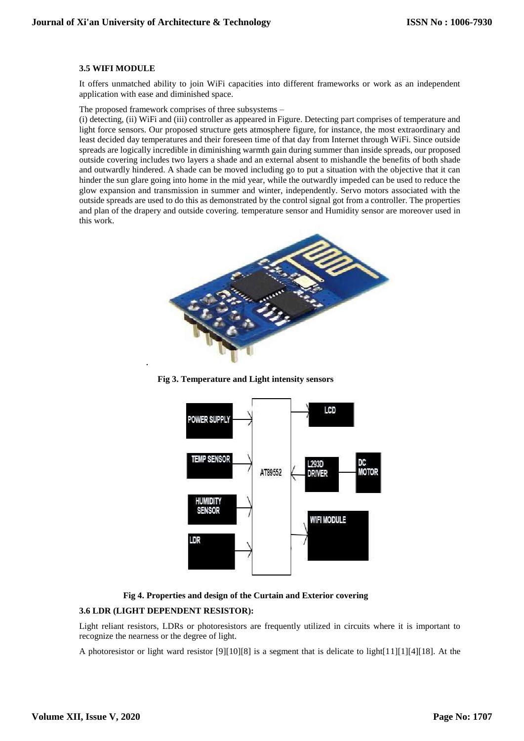### 3.5 WIFI MODULE

It offers unmatched ability to join WiFi capacities into different frameworks or work as an independent application with ease and diminished space.

The proposed framework comprises of three subsystems –
(i) detecting, (ii) WiFi and (iii) controller as appeared in Figure. Detecting part comprises of temperature and light force sensors. Our proposed structure gets atmosphere figure, for instance, the most extraordinary and least decided day temperatures and their foreseen time of that day from Internet through WiFi. Since outside spreads are logically incredible in diminishing warmth gain during summer than inside spreads, our proposed outside covering includes two layers a shade and an external absent to mishandle the benefits of both shade and outwardly hindered. A shade can be moved including go to put a situation with the objective that it can hinder the sun glare going into home in the mid year, while the outwardly impeded can be used to reduce the glow expansion and transmission in summer and winter, independently. Servo motors associated with the outside spreads are used to do this as demonstrated by the control signal got from a controller. The properties and plan of the drapery and outside covering. temperature sensor and Humidity sensor are moreover used in this work.

**Fig 3. Temperature and Light intensity sensors**

**Fig 4. Properties and design of the Curtain and Exterior covering**

### 3.6 LDR (LIGHT DEPENDENT RESISTOR):

Light reliant resistors, LDRs or photoresistors are frequently utilized in circuits where it is important to recognize the nearness or the degree of light.

A photoresistor or light ward resistor [9][10][8] is a segment that is delicate to light[11][1][4][18]. At the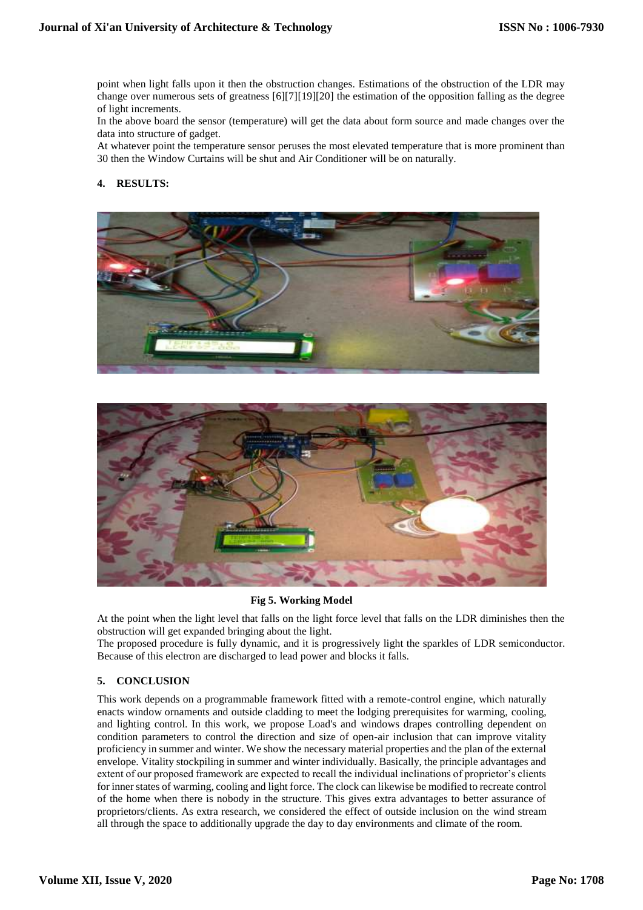point when light falls upon it then the obstruction changes. Estimations of the obstruction of the LDR may change over numerous sets of greatness [6][7][19][20] the estimation of the opposition falling as the degree of light increments.

In the above board the sensor (temperature) will get the data about form source and made changes over the data into structure of gadget.

At whatever point the temperature sensor peruses the most elevated temperature that is more prominent than 30 then the Window Curtains will be shut and Air Conditioner will be on naturally.

## 4. RESULTS:

**Fig 5. Working Model**

At the point when the light level that falls on the light force level that falls on the LDR diminishes then the obstruction will get expanded bringing about the light.

The proposed procedure is fully dynamic, and it is progressively light the sparkles of LDR semiconductor. Because of this electron are discharged to lead power and blocks it falls.

## 5. CONCLUSION

This work depends on a programmable framework fitted with a remote-control engine, which naturally enacts window ornaments and outside cladding to meet the lodging prerequisites for warming, cooling, and lighting control. In this work, we propose Load's and windows drapes controlling dependent on condition parameters to control the direction and size of open-air inclusion that can improve vitality proficiency in summer and winter. We show the necessary material properties and the plan of the external envelope. Vitality stockpiling in summer and winter individually. Basically, the principle advantages and extent of our proposed framework are expected to recall the individual inclinations of proprietor's clients for inner states of warming, cooling and light force. The clock can likewise be modified to recreate control of the home when there is nobody in the structure. This gives extra advantages to better assurance of proprietors/clients. As extra research, we considered the effect of outside inclusion on the wind stream all through the space to additionally upgrade the day to day environments and climate of the room.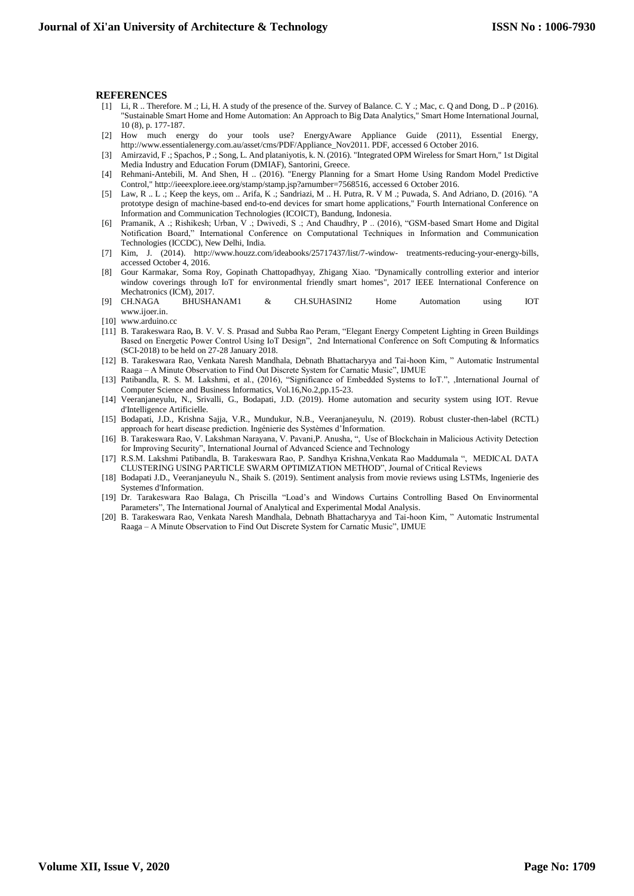## REFERENCES

[1] Li, R .. Therefore. M .; Li, H. A study of the presence of the. Survey of Balance. C. Y .; Mac, c. Q and Dong, D .. P (2016). "Sustainable Smart Home and Home Automation: An Approach to Big Data Analytics," Smart Home International Journal, 10 (8), p. 177-187.

[2] How much energy do your tools use? EnergyAware Appliance Guide (2011), Essential Energy, http://www.essentialenergy.com.au/asset/cms/PDF/Appliance_Nov2011. PDF, accessed 6 October 2016.

[3] Amirzavid, F .; Spachos, P .; Song, L. And plataniyotis, k. N. (2016). "Integrated OPM Wireless for Smart Horn," 1st Digital Media Industry and Education Forum (DMIAF), Santorini, Greece.

[4] Rehmani-Antebili, M. And Shen, H .. (2016). "Energy Planning for a Smart Home Using Random Model Predictive Control," http://ieeexplore.ieee.org/stamp/stamp.jsp?arnumber=7568516, accessed 6 October 2016.

[5] Law, R .. L .; Keep the keys, om .. Arifa, K .; Sandriazi, M .. H. Putra, R. V M .; Puwada, S. And Adriano, D. (2016). "A prototype design of machine-based end-to-end devices for smart home applications," Fourth International Conference on Information and Communication Technologies (ICOICT), Bandung, Indonesia.

[6] Pramanik, A .; Rishikesh; Urban, V .; Dwivedi, S .; And Chaudhry, P .. (2016), "GSM-based Smart Home and Digital Notification Board," International Conference on Computational Techniques in Information and Communication Technologies (ICCDC), New Delhi, India.

[7] Kim, J. (2014). http://www.houzz.com/ideabooks/25717437/list/7-window- treatments-reducing-your-energy-bills, accessed October 4, 2016.

[8] Gour Karmakar, Soma Roy, Gopinath Chattopadhyay, Zhigang Xiao. "Dynamically controlling exterior and interior window coverings through IoT for environmental friendly smart homes", 2017 IEEE International Conference on Mechatronics (ICM), 2017.

[9] CH.NAGA BHUSHANAM1 & CH.SUHASINI2 Home Automation using IOT www.ijoer.in.

[10] www.arduino.cc

[11] B. Tarakeswara Rao**,** B. V. V. S. Prasad and Subba Rao Peram, "Elegant Energy Competent Lighting in Green Buildings Based on Energetic Power Control Using IoT Design", 2nd International Conference on Soft Computing & Informatics (SCI-2018) to be held on 27-28 January 2018.

[12] B. Tarakeswara Rao, Venkata Naresh Mandhala, Debnath Bhattacharyya and Tai-hoon Kim, " Automatic Instrumental Raaga – A Minute Observation to Find Out Discrete System for Carnatic Music", IJMUE

[13] Patibandla, R. S. M. Lakshmi, et al., (2016), "Significance of Embedded Systems to IoT.", ,International Journal of Computer Science and Business Informatics, Vol.16,No.2,pp.15-23.

[14] Veeranjaneyulu, N., Srivalli, G., Bodapati, J.D. (2019). Home automation and security system using IOT. Revue d'Intelligence Artificielle.

[15] Bodapati, J.D., Krishna Sajja, V.R., Mundukur, N.B., Veeranjaneyulu, N. (2019). Robust cluster-then-label (RCTL) approach for heart disease prediction. Ingénierie des Systèmes d'Information.

[16] B. Tarakeswara Rao, V. Lakshman Narayana, V. Pavani,P. Anusha, ", Use of Blockchain in Malicious Activity Detection for Improving Security", International Journal of Advanced Science and Technology

[17] R.S.M. Lakshmi Patibandla, B. Tarakeswara Rao, P. Sandhya Krishna,Venkata Rao Maddumala ", MEDICAL DATA CLUSTERING USING PARTICLE SWARM OPTIMIZATION METHOD", Journal of Critical Reviews

[18] Bodapati J.D., Veeranjaneyulu N., Shaik S. (2019). Sentiment analysis from movie reviews using LSTMs, Ingenierie des Systemes d'Information.

[19] Dr. Tarakeswara Rao Balaga, Ch Priscilla "Load's and Windows Curtains Controlling Based On Envinormental Parameters", The International Journal of Analytical and Experimental Modal Analysis.

[20] B. Tarakeswara Rao, Venkata Naresh Mandhala, Debnath Bhattacharyya and Tai-hoon Kim, " Automatic Instrumental Raaga – A Minute Observation to Find Out Discrete System for Carnatic Music", IJMUE